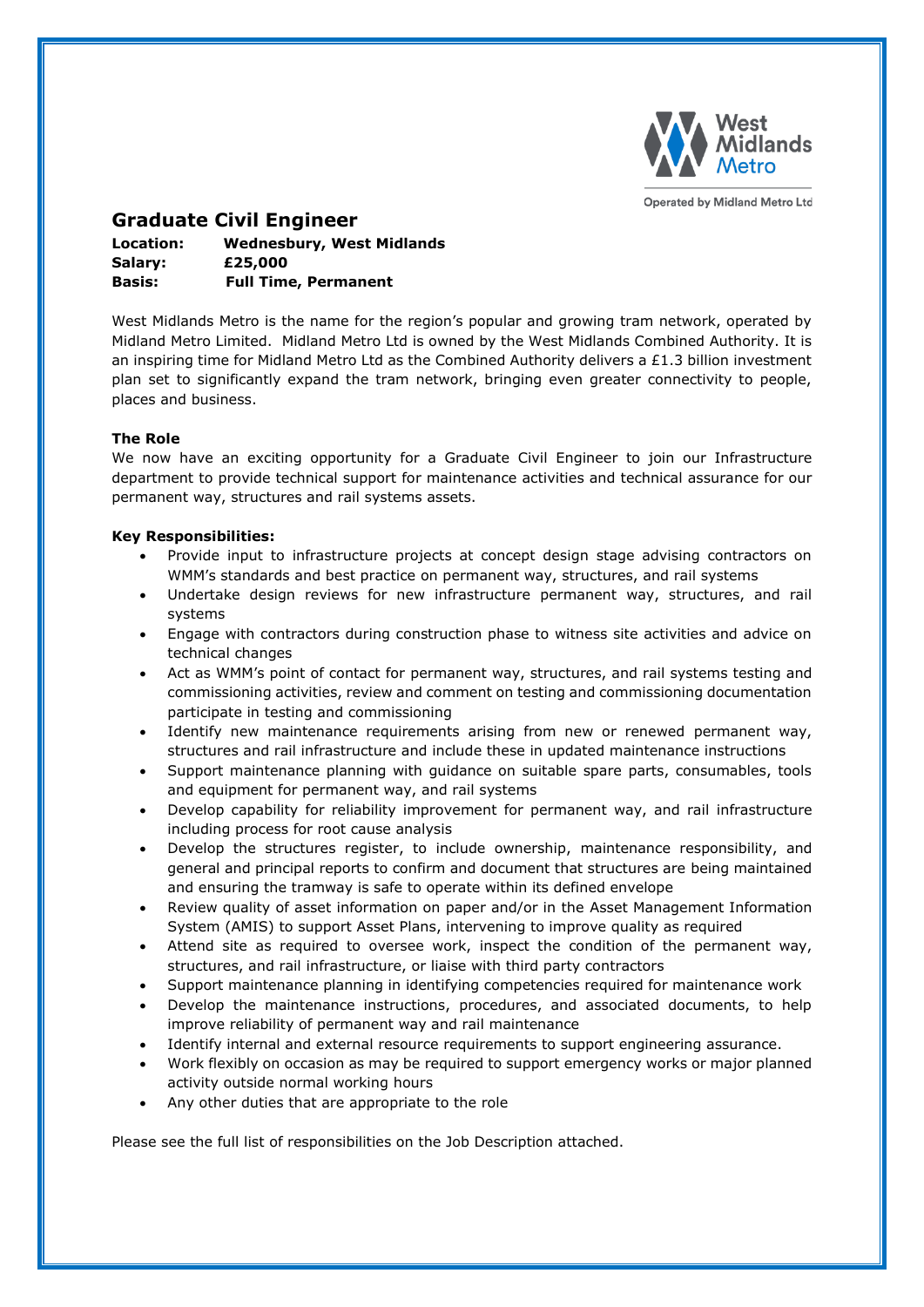# Graduate Civil Engineer

**Location:** Wednesbury, West Midlands
**Salary:** £25,000
**Basis:** Full Time, Permanent

West Midlands Metro is the name for the region's popular and growing tram network, operated by Midland Metro Limited. Midland Metro Ltd is owned by the West Midlands Combined Authority. It is an inspiring time for Midland Metro Ltd as the Combined Authority delivers a £1.3 billion investment plan set to significantly expand the tram network, bringing even greater connectivity to people, places and business.

**The Role**

We now have an exciting opportunity for a Graduate Civil Engineer to join our Infrastructure department to provide technical support for maintenance activities and technical assurance for our permanent way, structures and rail systems assets.

**Key Responsibilities:**

- Provide input to infrastructure projects at concept design stage advising contractors on WMM's standards and best practice on permanent way, structures, and rail systems
- Undertake design reviews for new infrastructure permanent way, structures, and rail systems
- Engage with contractors during construction phase to witness site activities and advice on technical changes
- Act as WMM's point of contact for permanent way, structures, and rail systems testing and commissioning activities, review and comment on testing and commissioning documentation participate in testing and commissioning
- Identify new maintenance requirements arising from new or renewed permanent way, structures and rail infrastructure and include these in updated maintenance instructions
- Support maintenance planning with guidance on suitable spare parts, consumables, tools and equipment for permanent way, and rail systems
- Develop capability for reliability improvement for permanent way, and rail infrastructure including process for root cause analysis
- Develop the structures register, to include ownership, maintenance responsibility, and general and principal reports to confirm and document that structures are being maintained and ensuring the tramway is safe to operate within its defined envelope
- Review quality of asset information on paper and/or in the Asset Management Information System (AMIS) to support Asset Plans, intervening to improve quality as required
- Attend site as required to oversee work, inspect the condition of the permanent way, structures, and rail infrastructure, or liaise with third party contractors
- Support maintenance planning in identifying competencies required for maintenance work
- Develop the maintenance instructions, procedures, and associated documents, to help improve reliability of permanent way and rail maintenance
- Identify internal and external resource requirements to support engineering assurance.
- Work flexibly on occasion as may be required to support emergency works or major planned activity outside normal working hours
- Any other duties that are appropriate to the role

Please see the full list of responsibilities on the Job Description attached.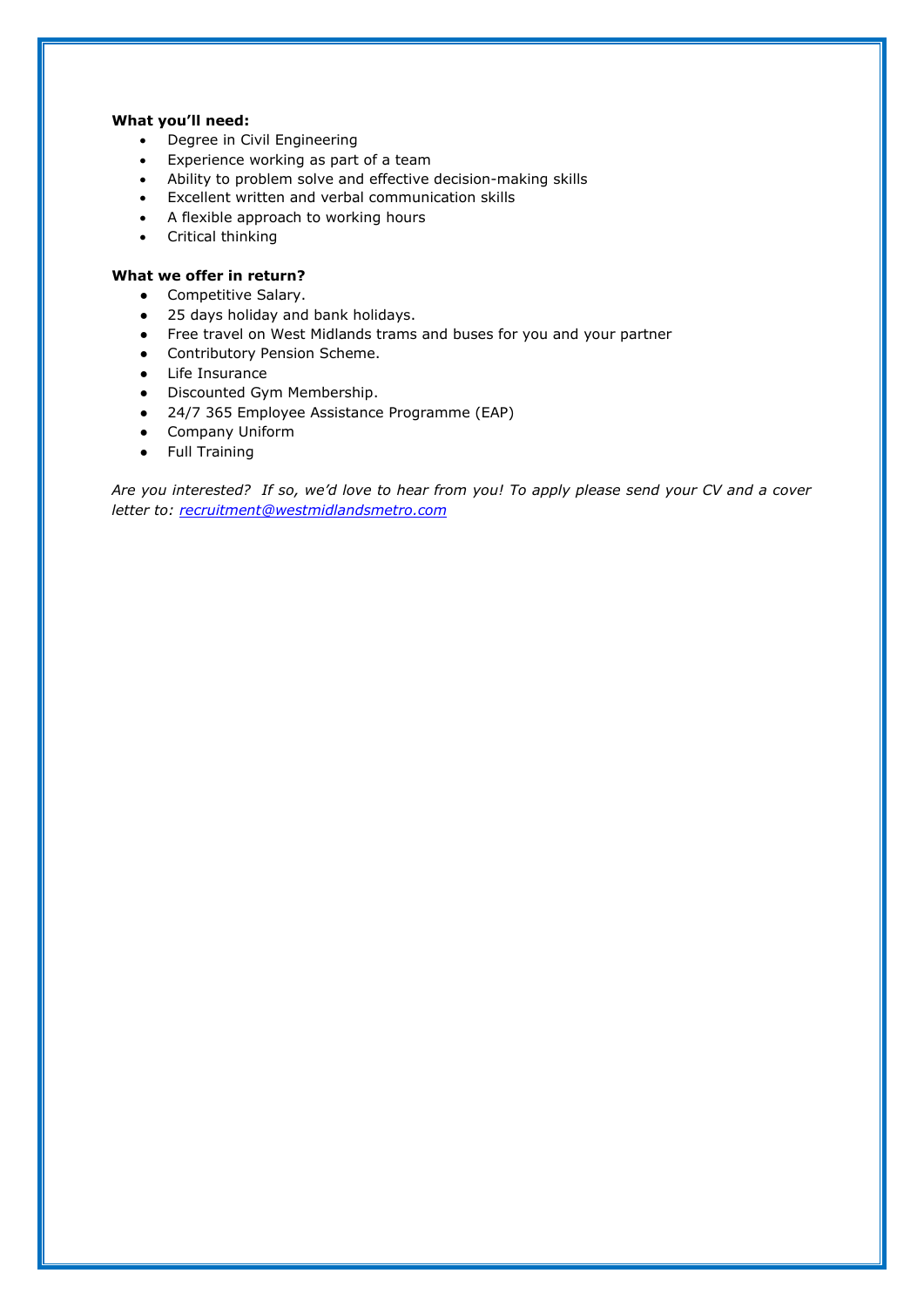**What you'll need:**

- Degree in Civil Engineering
- Experience working as part of a team
- Ability to problem solve and effective decision-making skills
- Excellent written and verbal communication skills
- A flexible approach to working hours
- Critical thinking

**What we offer in return?**

- Competitive Salary.
- 25 days holiday and bank holidays.
- Free travel on West Midlands trams and buses for you and your partner
- Contributory Pension Scheme.
- Life Insurance
- Discounted Gym Membership.
- 24/7 365 Employee Assistance Programme (EAP)
- Company Uniform
- Full Training

*Are you interested? If so, we'd love to hear from you! To apply please send your CV and a cover letter to: recruitment@westmidlandsmetro.com*